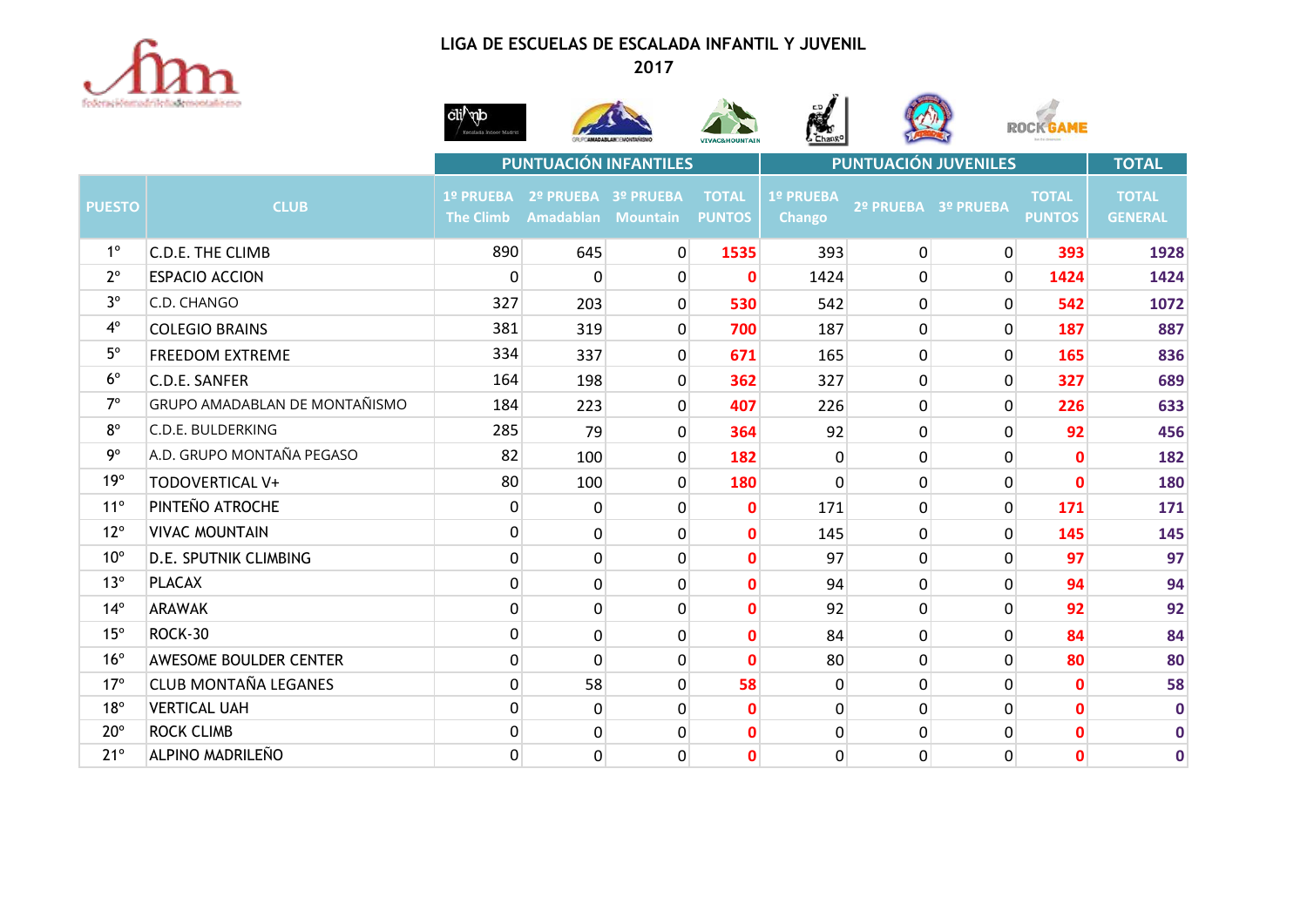# LIGA DE ESCUELAS DE ESCALADA INFANTIL Y JUVENIL

## 2017

| | | PUNTUACIÓN INFANTILES | | | | PUNTUACIÓN JUVENILES | | | | TOTAL |
|---|---|---|---|---|---|---|---|---|---|---|
| PUESTO | CLUB | 1º PRUEBA The Climb | 2º PRUEBA Amadablan | 3º PRUEBA Mountain | TOTAL PUNTOS | 1º PRUEBA Chango | 2º PRUEBA | 3º PRUEBA | TOTAL PUNTOS | TOTAL GENERAL |
| 1º | C.D.E. THE CLIMB | 890 | 645 | 0 | 1535 | 393 | 0 | 0 | 393 | 1928 |
| 2º | ESPACIO ACCION | 0 | 0 | 0 | 0 | 1424 | 0 | 0 | 1424 | 1424 |
| 3º | C.D. CHANGO | 327 | 203 | 0 | 530 | 542 | 0 | 0 | 542 | 1072 |
| 4º | COLEGIO BRAINS | 381 | 319 | 0 | 700 | 187 | 0 | 0 | 187 | 887 |
| 5º | FREEDOM EXTREME | 334 | 337 | 0 | 671 | 165 | 0 | 0 | 165 | 836 |
| 6º | C.D.E. SANFER | 164 | 198 | 0 | 362 | 327 | 0 | 0 | 327 | 689 |
| 7º | GRUPO AMADABLAN DE MONTAÑISMO | 184 | 223 | 0 | 407 | 226 | 0 | 0 | 226 | 633 |
| 8º | C.D.E. BULDERKING | 285 | 79 | 0 | 364 | 92 | 0 | 0 | 92 | 456 |
| 9º | A.D. GRUPO MONTAÑA PEGASO | 82 | 100 | 0 | 182 | 0 | 0 | 0 | 0 | 182 |
| 19º | TODOVERTICAL V+ | 80 | 100 | 0 | 180 | 0 | 0 | 0 | 0 | 180 |
| 11º | PINTEÑO ATROCHE | 0 | 0 | 0 | 0 | 171 | 0 | 0 | 171 | 171 |
| 12º | VIVAC MOUNTAIN | 0 | 0 | 0 | 0 | 145 | 0 | 0 | 145 | 145 |
| 10º | D.E. SPUTNIK CLIMBING | 0 | 0 | 0 | 0 | 97 | 0 | 0 | 97 | 97 |
| 13º | PLACAX | 0 | 0 | 0 | 0 | 94 | 0 | 0 | 94 | 94 |
| 14º | ARAWAK | 0 | 0 | 0 | 0 | 92 | 0 | 0 | 92 | 92 |
| 15º | ROCK-30 | 0 | 0 | 0 | 0 | 84 | 0 | 0 | 84 | 84 |
| 16º | AWESOME BOULDER CENTER | 0 | 0 | 0 | 0 | 80 | 0 | 0 | 80 | 80 |
| 17º | CLUB MONTAÑA LEGANES | 0 | 58 | 0 | 58 | 0 | 0 | 0 | 0 | 58 |
| 18º | VERTICAL UAH | 0 | 0 | 0 | 0 | 0 | 0 | 0 | 0 | 0 |
| 20º | ROCK CLIMB | 0 | 0 | 0 | 0 | 0 | 0 | 0 | 0 | 0 |
| 21º | ALPINO MADRILEÑO | 0 | 0 | 0 | 0 | 0 | 0 | 0 | 0 | 0 |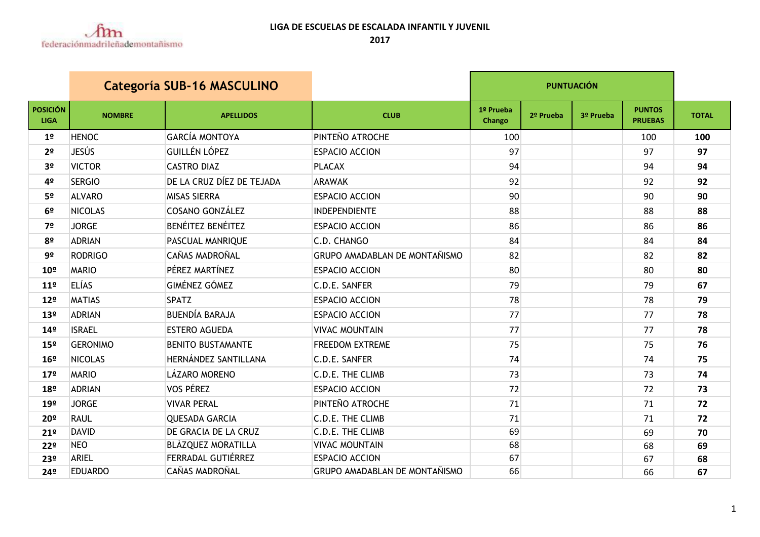**LIGA DE ESCUELAS DE ESCALADA INFANTIL Y JUVENIL**

**2017**

| Categoría SUB-16 MASCULINO | | | | PUNTUACIÓN | | | | |
|---|---|---|---|---|---|---|---|---|
| **POSICIÓN LIGA** | **NOMBRE** | **APELLIDOS** | **CLUB** | **1º Prueba Chango** | **2º Prueba** | **3º Prueba** | **PUNTOS PRUEBAS** | **TOTAL** |
| **1º** | HENOC | GARCÍA MONTOYA | PINTEÑO ATROCHE | 100 | | | 100 | **100** |
| **2º** | JESÚS | GUILLÉN LÓPEZ | ESPACIO ACCION | 97 | | | 97 | **97** |
| **3º** | VICTOR | CASTRO DIAZ | PLACAX | 94 | | | 94 | **94** |
| **4º** | SERGIO | DE LA CRUZ DÍEZ DE TEJADA | ARAWAK | 92 | | | 92 | **92** |
| **5º** | ALVARO | MISAS SIERRA | ESPACIO ACCION | 90 | | | 90 | **90** |
| **6º** | NICOLAS | COSANO GONZÁLEZ | INDEPENDIENTE | 88 | | | 88 | **88** |
| **7º** | JORGE | BENÉITEZ BENÉITEZ | ESPACIO ACCION | 86 | | | 86 | **86** |
| **8º** | ADRIAN | PASCUAL MANRIQUE | C.D. CHANGO | 84 | | | 84 | **84** |
| **9º** | RODRIGO | CAÑAS MADROÑAL | GRUPO AMADABLAN DE MONTAÑISMO | 82 | | | 82 | **82** |
| **10º** | MARIO | PÉREZ MARTÍNEZ | ESPACIO ACCION | 80 | | | 80 | **80** |
| **11º** | ELÍAS | GIMÉNEZ GÓMEZ | C.D.E. SANFER | 79 | | | 79 | **67** |
| **12º** | MATIAS | SPATZ | ESPACIO ACCION | 78 | | | 78 | **79** |
| **13º** | ADRIAN | BUENDÍA BARAJA | ESPACIO ACCION | 77 | | | 77 | **78** |
| **14º** | ISRAEL | ESTERO AGUEDA | VIVAC MOUNTAIN | 77 | | | 77 | **78** |
| **15º** | GERONIMO | BENITO BUSTAMANTE | FREEDOM EXTREME | 75 | | | 75 | **76** |
| **16º** | NICOLAS | HERNÁNDEZ SANTILLANA | C.D.E. SANFER | 74 | | | 74 | **75** |
| **17º** | MARIO | LÁZARO MORENO | C.D.E. THE CLIMB | 73 | | | 73 | **74** |
| **18º** | ADRIAN | VOS PÉREZ | ESPACIO ACCION | 72 | | | 72 | **73** |
| **19º** | JORGE | VIVAR PERAL | PINTEÑO ATROCHE | 71 | | | 71 | **72** |
| **20º** | RAUL | QUESADA GARCIA | C.D.E. THE CLIMB | 71 | | | 71 | **72** |
| **21º** | DAVID | DE GRACIA DE LA CRUZ | C.D.E. THE CLIMB | 69 | | | 69 | **70** |
| **22º** | NEO | BLÀZQUEZ MORATILLA | VIVAC MOUNTAIN | 68 | | | 68 | **69** |
| **23º** | ARIEL | FERRADAL GUTIÉRREZ | ESPACIO ACCION | 67 | | | 67 | **68** |
| **24º** | EDUARDO | CAÑAS MADROÑAL | GRUPO AMADABLAN DE MONTAÑISMO | 66 | | | 66 | **67** |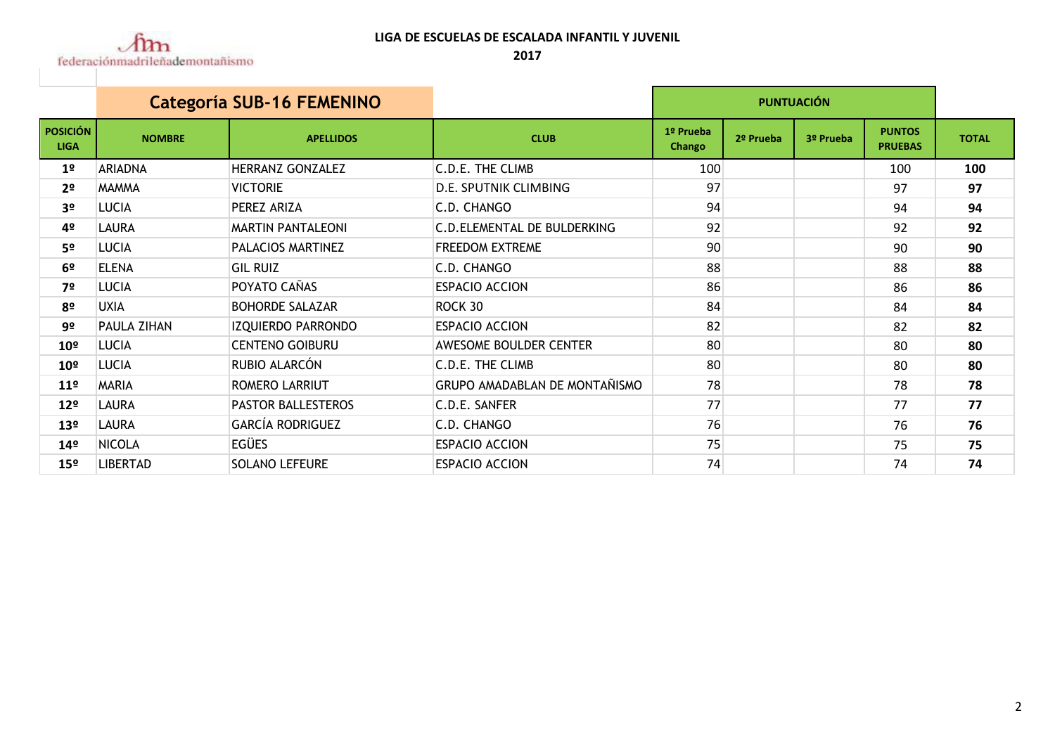fm
federaciónmadrileñademontañismo

**LIGA DE ESCUELAS DE ESCALADA INFANTIL Y JUVENIL**

**2017**

## Categoría SUB-16 FEMENINO

| POSICIÓN LIGA | NOMBRE | APELLIDOS | CLUB | PUNTUACIÓN | | | | TOTAL |
|---|---|---|---|---|---|---|---|---|
| | | | | 1º Prueba Chango | 2º Prueba | 3º Prueba | PUNTOS PRUEBAS | |
| **1º** | ARIADNA | HERRANZ GONZALEZ | C.D.E. THE CLIMB | 100 | | | 100 | **100** |
| **2º** | MAMMA | VICTORIE | D.E. SPUTNIK CLIMBING | 97 | | | 97 | **97** |
| **3º** | LUCIA | PEREZ ARIZA | C.D. CHANGO | 94 | | | 94 | **94** |
| **4º** | LAURA | MARTIN PANTALEONI | C.D.ELEMENTAL DE BULDERKING | 92 | | | 92 | **92** |
| **5º** | LUCIA | PALACIOS MARTINEZ | FREEDOM EXTREME | 90 | | | 90 | **90** |
| **6º** | ELENA | GIL RUIZ | C.D. CHANGO | 88 | | | 88 | **88** |
| **7º** | LUCIA | POYATO CAÑAS | ESPACIO ACCION | 86 | | | 86 | **86** |
| **8º** | UXIA | BOHORDE SALAZAR | ROCK 30 | 84 | | | 84 | **84** |
| **9º** | PAULA ZIHAN | IZQUIERDO PARRONDO | ESPACIO ACCION | 82 | | | 82 | **82** |
| **10º** | LUCIA | CENTENO GOIBURU | AWESOME BOULDER CENTER | 80 | | | 80 | **80** |
| **10º** | LUCIA | RUBIO ALARCÓN | C.D.E. THE CLIMB | 80 | | | 80 | **80** |
| **11º** | MARIA | ROMERO LARRIUT | GRUPO AMADABLAN DE MONTAÑISMO | 78 | | | 78 | **78** |
| **12º** | LAURA | PASTOR BALLESTEROS | C.D.E. SANFER | 77 | | | 77 | **77** |
| **13º** | LAURA | GARCÍA RODRIGUEZ | C.D. CHANGO | 76 | | | 76 | **76** |
| **14º** | NICOLA | EGÜES | ESPACIO ACCION | 75 | | | 75 | **75** |
| **15º** | LIBERTAD | SOLANO LEFEURE | ESPACIO ACCION | 74 | | | 74 | **74** |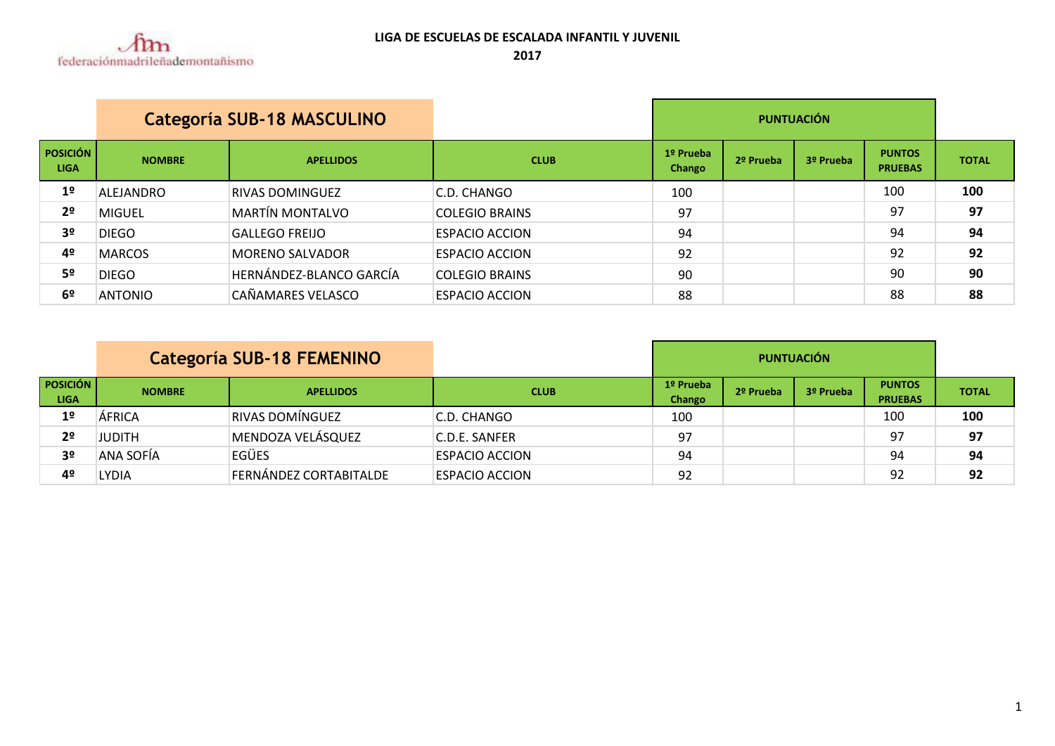LIGA DE ESCUELAS DE ESCALADA INFANTIL Y JUVENIL

2017

## Categoría SUB-18 MASCULINO

| | | | | PUNTUACIÓN | | | | |
|---|---|---|---|---|---|---|---|---|
| POSICIÓN LIGA | NOMBRE | APELLIDOS | CLUB | 1º Prueba Chango | 2º Prueba | 3º Prueba | PUNTOS PRUEBAS | TOTAL |
| 1º | ALEJANDRO | RIVAS DOMINGUEZ | C.D. CHANGO | 100 | | | 100 | **100** |
| 2º | MIGUEL | MARTÍN MONTALVO | COLEGIO BRAINS | 97 | | | 97 | **97** |
| 3º | DIEGO | GALLEGO FREIJO | ESPACIO ACCION | 94 | | | 94 | **94** |
| 4º | MARCOS | MORENO SALVADOR | ESPACIO ACCION | 92 | | | 92 | **92** |
| 5º | DIEGO | HERNÁNDEZ-BLANCO GARCÍA | COLEGIO BRAINS | 90 | | | 90 | **90** |
| 6º | ANTONIO | CAÑAMARES VELASCO | ESPACIO ACCION | 88 | | | 88 | **88** |

## Categoría SUB-18 FEMENINO

| | | | | PUNTUACIÓN | | | | |
|---|---|---|---|---|---|---|---|---|
| POSICIÓN LIGA | NOMBRE | APELLIDOS | CLUB | 1º Prueba Chango | 2º Prueba | 3º Prueba | PUNTOS PRUEBAS | TOTAL |
| 1º | ÁFRICA | RIVAS DOMÍNGUEZ | C.D. CHANGO | 100 | | | 100 | **100** |
| 2º | JUDITH | MENDOZA VELÁSQUEZ | C.D.E. SANFER | 97 | | | 97 | **97** |
| 3º | ANA SOFÍA | EGÜES | ESPACIO ACCION | 94 | | | 94 | **94** |
| 4º | LYDIA | FERNÁNDEZ CORTABITALDE | ESPACIO ACCION | 92 | | | 92 | **92** |